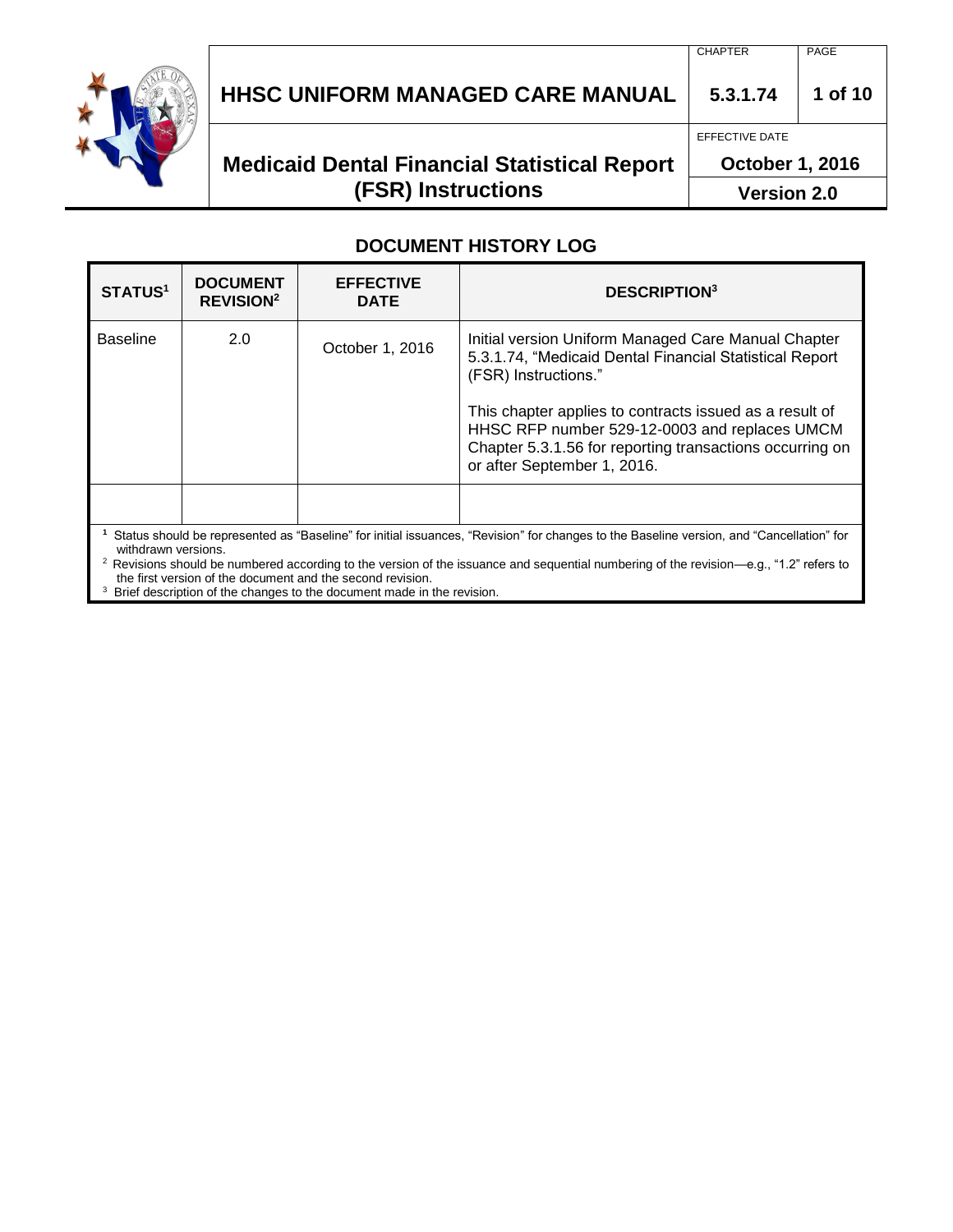# HHSC UNIFORM MANAGED CARE MANUAL

| CHAPTER | PAGE |
|---|---|
| 5.3.1.74 | 1 of 10 |

## Medicaid Dental Financial Statistical Report (FSR) Instructions

| EFFECTIVE DATE |
|---|
| October 1, 2016 |
| Version 2.0 |

## DOCUMENT HISTORY LOG

| STATUS[1] | DOCUMENT REVISION[2] | EFFECTIVE DATE | DESCRIPTION[3] |
|---|---|---|---|
| Baseline | 2.0 | October 1, 2016 | Initial version Uniform Managed Care Manual Chapter 5.3.1.74, "Medicaid Dental Financial Statistical Report (FSR) Instructions."<br><br>This chapter applies to contracts issued as a result of HHSC RFP number 529-12-0003 and replaces UMCM Chapter 5.3.1.56 for reporting transactions occurring on or after September 1, 2016. |
| | | | |

[1] Status should be represented as "Baseline" for initial issuances, "Revision" for changes to the Baseline version, and "Cancellation" for withdrawn versions.

[2] Revisions should be numbered according to the version of the issuance and sequential numbering of the revision—e.g., "1.2" refers to the first version of the document and the second revision.

[3] Brief description of the changes to the document made in the revision.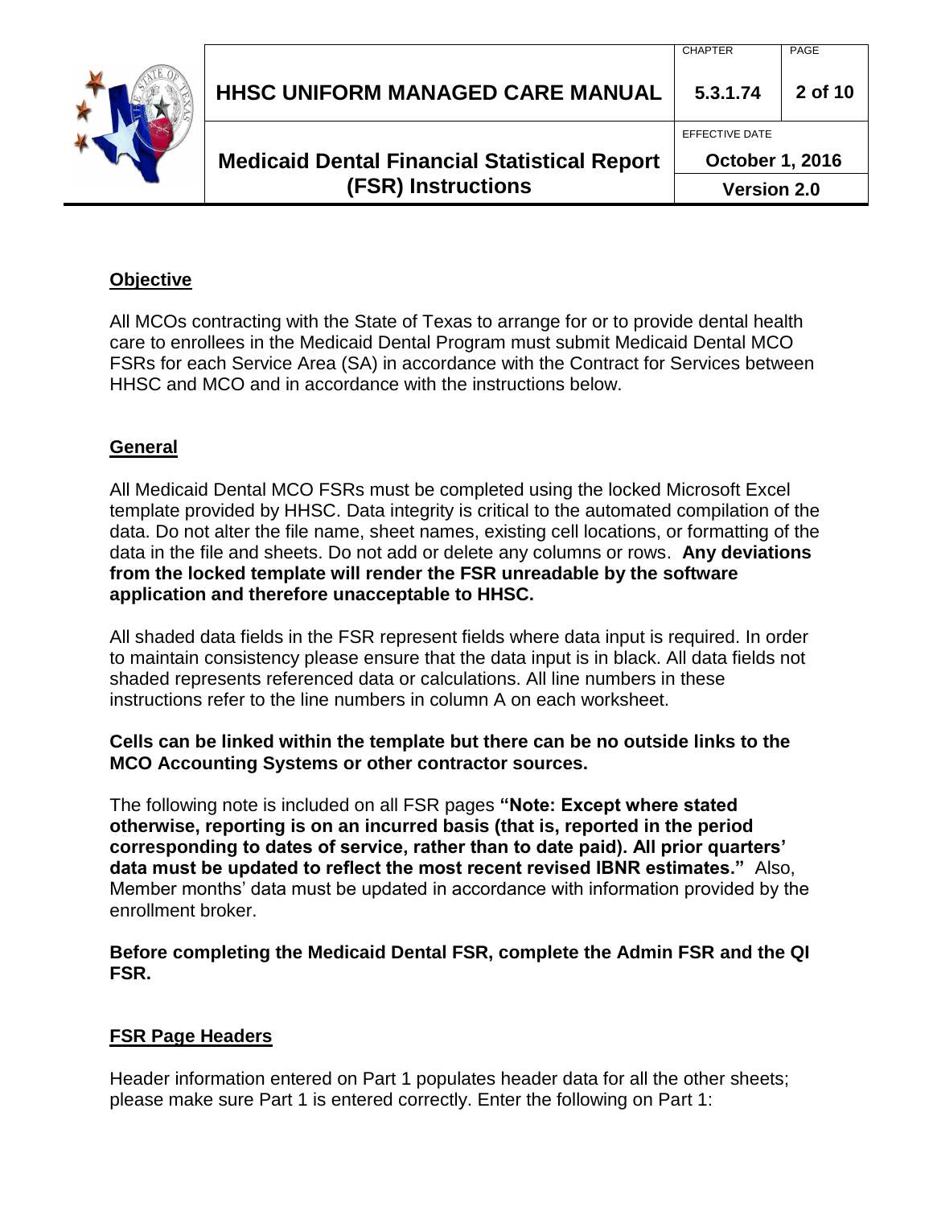## Objective

All MCOs contracting with the State of Texas to arrange for or to provide dental health care to enrollees in the Medicaid Dental Program must submit Medicaid Dental MCO FSRs for each Service Area (SA) in accordance with the Contract for Services between HHSC and MCO and in accordance with the instructions below.

## General

All Medicaid Dental MCO FSRs must be completed using the locked Microsoft Excel template provided by HHSC. Data integrity is critical to the automated compilation of the data. Do not alter the file name, sheet names, existing cell locations, or formatting of the data in the file and sheets. Do not add or delete any columns or rows. **Any deviations from the locked template will render the FSR unreadable by the software application and therefore unacceptable to HHSC.**

All shaded data fields in the FSR represent fields where data input is required. In order to maintain consistency please ensure that the data input is in black. All data fields not shaded represents referenced data or calculations. All line numbers in these instructions refer to the line numbers in column A on each worksheet.

**Cells can be linked within the template but there can be no outside links to the MCO Accounting Systems or other contractor sources.**

The following note is included on all FSR pages **"Note: Except where stated otherwise, reporting is on an incurred basis (that is, reported in the period corresponding to dates of service, rather than to date paid). All prior quarters' data must be updated to reflect the most recent revised IBNR estimates."** Also, Member months' data must be updated in accordance with information provided by the enrollment broker.

**Before completing the Medicaid Dental FSR, complete the Admin FSR and the QI FSR.**

## FSR Page Headers

Header information entered on Part 1 populates header data for all the other sheets; please make sure Part 1 is entered correctly. Enter the following on Part 1: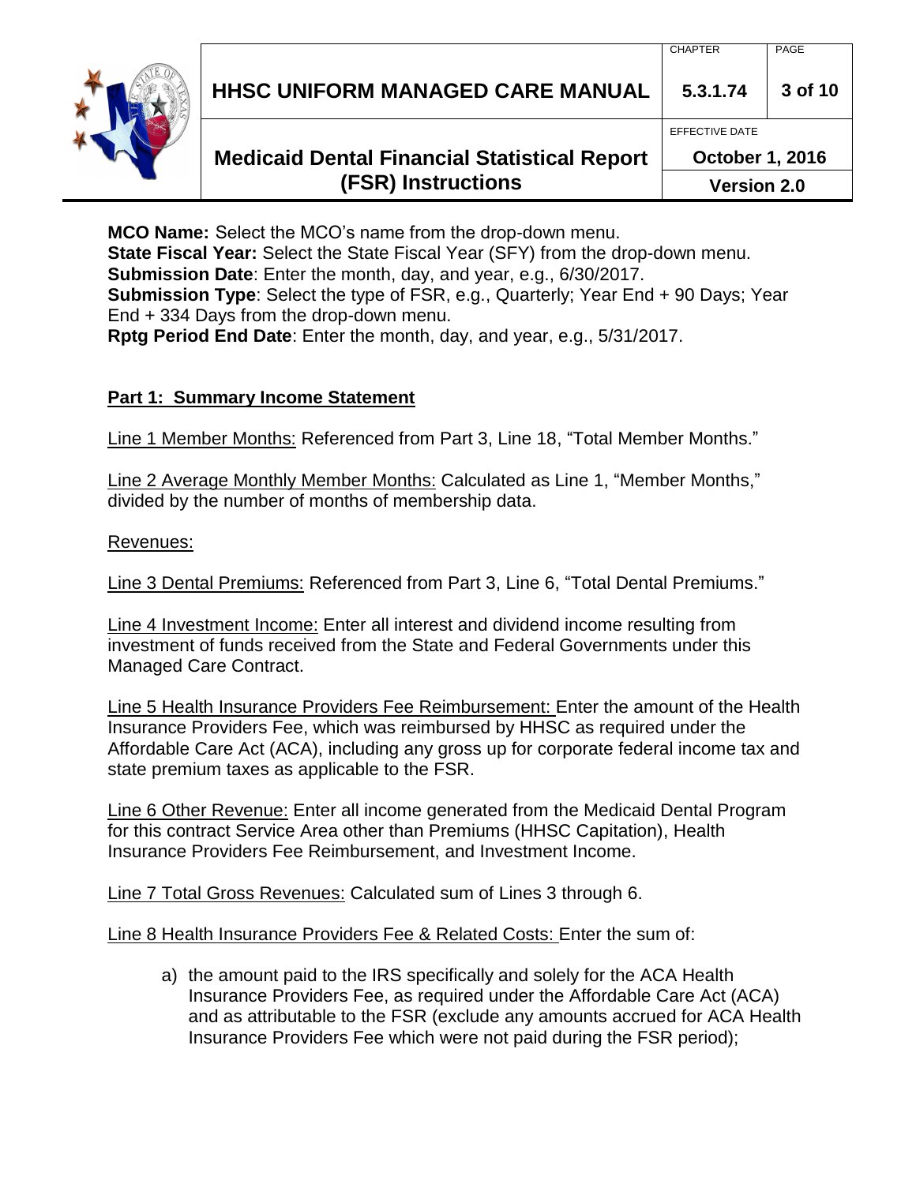**MCO Name:** Select the MCO's name from the drop-down menu.
**State Fiscal Year:** Select the State Fiscal Year (SFY) from the drop-down menu.
**Submission Date**: Enter the month, day, and year, e.g., 6/30/2017.
**Submission Type**: Select the type of FSR, e.g., Quarterly; Year End + 90 Days; Year End + 334 Days from the drop-down menu.
**Rptg Period End Date**: Enter the month, day, and year, e.g., 5/31/2017.

## Part 1: Summary Income Statement

Line 1 Member Months: Referenced from Part 3, Line 18, "Total Member Months."

Line 2 Average Monthly Member Months: Calculated as Line 1, "Member Months," divided by the number of months of membership data.

Revenues:

Line 3 Dental Premiums: Referenced from Part 3, Line 6, "Total Dental Premiums."

Line 4 Investment Income: Enter all interest and dividend income resulting from investment of funds received from the State and Federal Governments under this Managed Care Contract.

Line 5 Health Insurance Providers Fee Reimbursement: Enter the amount of the Health Insurance Providers Fee, which was reimbursed by HHSC as required under the Affordable Care Act (ACA), including any gross up for corporate federal income tax and state premium taxes as applicable to the FSR.

Line 6 Other Revenue: Enter all income generated from the Medicaid Dental Program for this contract Service Area other than Premiums (HHSC Capitation), Health Insurance Providers Fee Reimbursement, and Investment Income.

Line 7 Total Gross Revenues: Calculated sum of Lines 3 through 6.

Line 8 Health Insurance Providers Fee & Related Costs: Enter the sum of:

a) the amount paid to the IRS specifically and solely for the ACA Health Insurance Providers Fee, as required under the Affordable Care Act (ACA) and as attributable to the FSR (exclude any amounts accrued for ACA Health Insurance Providers Fee which were not paid during the FSR period);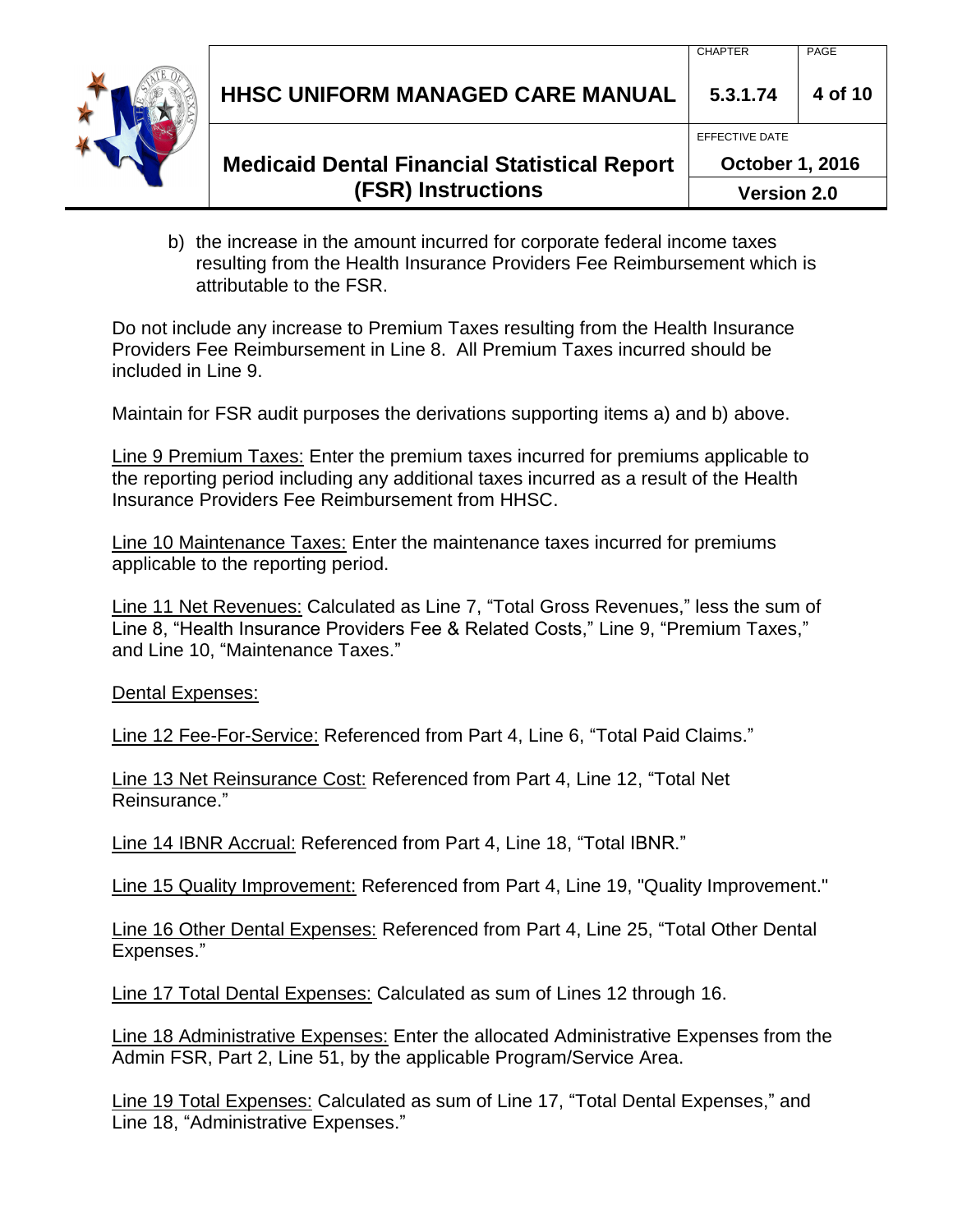b) the increase in the amount incurred for corporate federal income taxes resulting from the Health Insurance Providers Fee Reimbursement which is attributable to the FSR.

Do not include any increase to Premium Taxes resulting from the Health Insurance Providers Fee Reimbursement in Line 8. All Premium Taxes incurred should be included in Line 9.

Maintain for FSR audit purposes the derivations supporting items a) and b) above.

Line 9 Premium Taxes: Enter the premium taxes incurred for premiums applicable to the reporting period including any additional taxes incurred as a result of the Health Insurance Providers Fee Reimbursement from HHSC.

Line 10 Maintenance Taxes: Enter the maintenance taxes incurred for premiums applicable to the reporting period.

Line 11 Net Revenues: Calculated as Line 7, "Total Gross Revenues," less the sum of Line 8, "Health Insurance Providers Fee & Related Costs," Line 9, "Premium Taxes," and Line 10, "Maintenance Taxes."

Dental Expenses:

Line 12 Fee-For-Service: Referenced from Part 4, Line 6, "Total Paid Claims."

Line 13 Net Reinsurance Cost: Referenced from Part 4, Line 12, "Total Net Reinsurance."

Line 14 IBNR Accrual: Referenced from Part 4, Line 18, "Total IBNR."

Line 15 Quality Improvement: Referenced from Part 4, Line 19, "Quality Improvement."

Line 16 Other Dental Expenses: Referenced from Part 4, Line 25, "Total Other Dental Expenses."

Line 17 Total Dental Expenses: Calculated as sum of Lines 12 through 16.

Line 18 Administrative Expenses: Enter the allocated Administrative Expenses from the Admin FSR, Part 2, Line 51, by the applicable Program/Service Area.

Line 19 Total Expenses: Calculated as sum of Line 17, "Total Dental Expenses," and Line 18, "Administrative Expenses."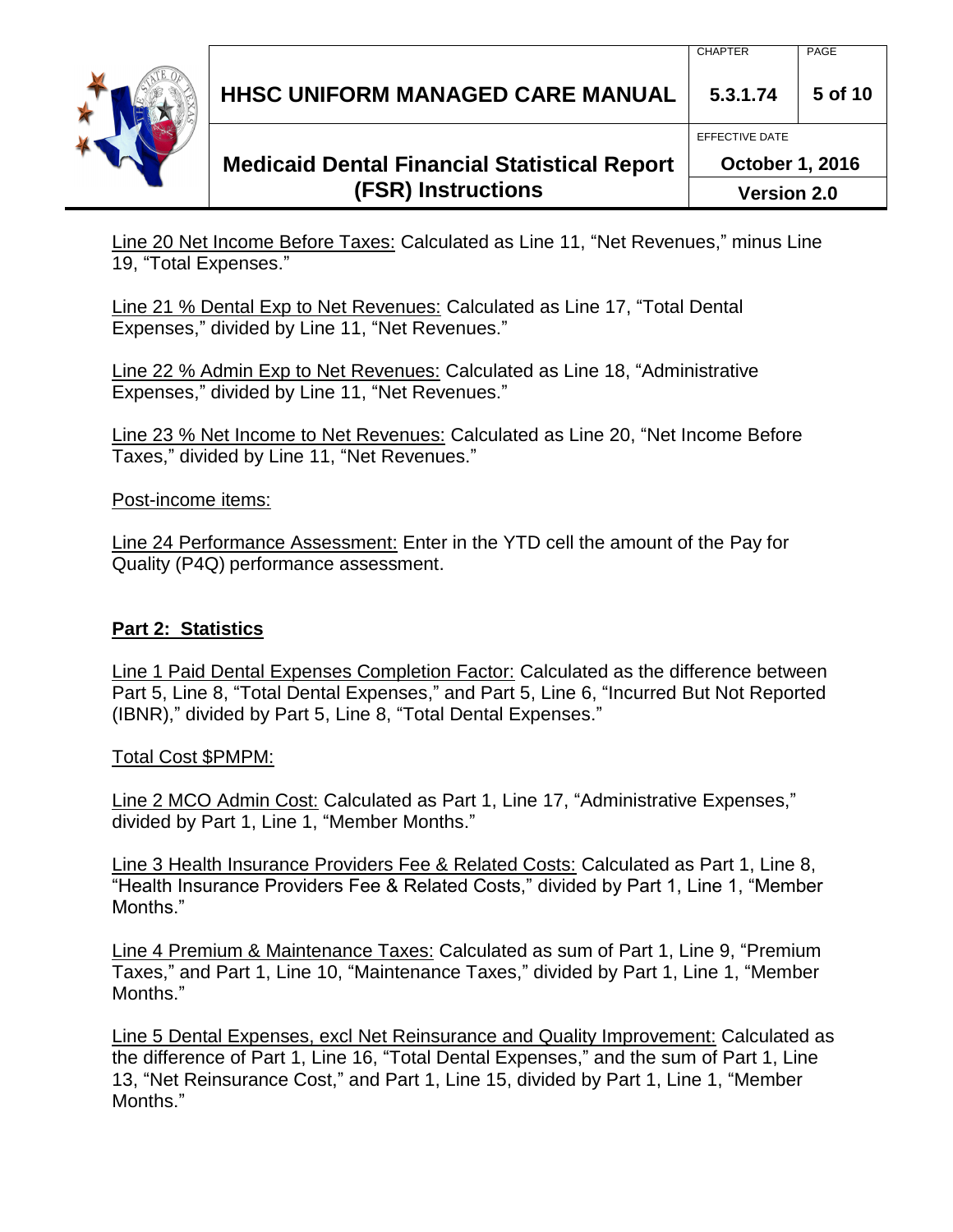<u>Line 20 Net Income Before Taxes:</u> Calculated as Line 11, “Net Revenues,” minus Line 19, “Total Expenses.”

<u>Line 21 % Dental Exp to Net Revenues:</u> Calculated as Line 17, “Total Dental Expenses,” divided by Line 11, “Net Revenues.”

<u>Line 22 % Admin Exp to Net Revenues:</u> Calculated as Line 18, “Administrative Expenses,” divided by Line 11, “Net Revenues.”

<u>Line 23 % Net Income to Net Revenues:</u> Calculated as Line 20, “Net Income Before Taxes,” divided by Line 11, “Net Revenues.”

<u>Post-income items:</u>

<u>Line 24 Performance Assessment:</u> Enter in the YTD cell the amount of the Pay for Quality (P4Q) performance assessment.

## Part 2: Statistics

<u>Line 1 Paid Dental Expenses Completion Factor:</u> Calculated as the difference between Part 5, Line 8, “Total Dental Expenses,” and Part 5, Line 6, “Incurred But Not Reported (IBNR),” divided by Part 5, Line 8, “Total Dental Expenses.”

<u>Total Cost $PMPM:</u>

<u>Line 2 MCO Admin Cost:</u> Calculated as Part 1, Line 17, “Administrative Expenses,” divided by Part 1, Line 1, “Member Months.”

<u>Line 3 Health Insurance Providers Fee & Related Costs:</u> Calculated as Part 1, Line 8, “Health Insurance Providers Fee & Related Costs,” divided by Part 1, Line 1, “Member Months.”

<u>Line 4 Premium & Maintenance Taxes:</u> Calculated as sum of Part 1, Line 9, “Premium Taxes,” and Part 1, Line 10, “Maintenance Taxes,” divided by Part 1, Line 1, “Member Months.”

<u>Line 5 Dental Expenses, excl Net Reinsurance and Quality Improvement:</u> Calculated as the difference of Part 1, Line 16, “Total Dental Expenses,” and the sum of Part 1, Line 13, “Net Reinsurance Cost,” and Part 1, Line 15, divided by Part 1, Line 1, “Member Months.”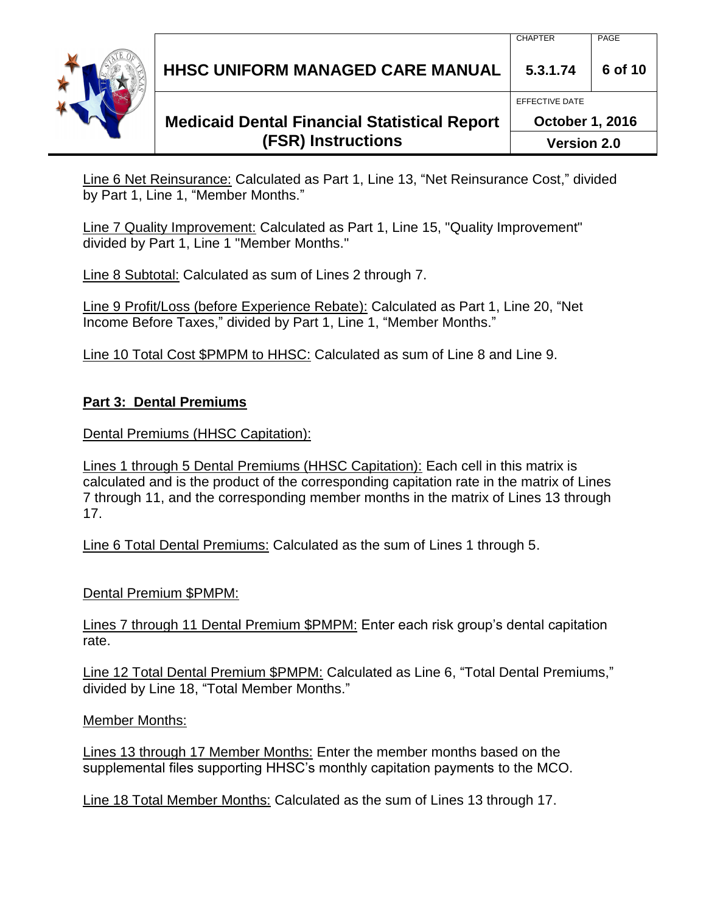Line 6 Net Reinsurance: Calculated as Part 1, Line 13, “Net Reinsurance Cost,” divided by Part 1, Line 1, “Member Months.”

Line 7 Quality Improvement: Calculated as Part 1, Line 15, "Quality Improvement" divided by Part 1, Line 1 "Member Months."

Line 8 Subtotal: Calculated as sum of Lines 2 through 7.

Line 9 Profit/Loss (before Experience Rebate): Calculated as Part 1, Line 20, “Net Income Before Taxes,” divided by Part 1, Line 1, “Member Months.”

Line 10 Total Cost $PMPM to HHSC: Calculated as sum of Line 8 and Line 9.

## Part 3: Dental Premiums

Dental Premiums (HHSC Capitation):

Lines 1 through 5 Dental Premiums (HHSC Capitation): Each cell in this matrix is calculated and is the product of the corresponding capitation rate in the matrix of Lines 7 through 11, and the corresponding member months in the matrix of Lines 13 through 17.

Line 6 Total Dental Premiums: Calculated as the sum of Lines 1 through 5.

Dental Premium $PMPM:

Lines 7 through 11 Dental Premium $PMPM: Enter each risk group’s dental capitation rate.

Line 12 Total Dental Premium $PMPM: Calculated as Line 6, “Total Dental Premiums,” divided by Line 18, “Total Member Months.”

Member Months:

Lines 13 through 17 Member Months: Enter the member months based on the supplemental files supporting HHSC’s monthly capitation payments to the MCO.

Line 18 Total Member Months: Calculated as the sum of Lines 13 through 17.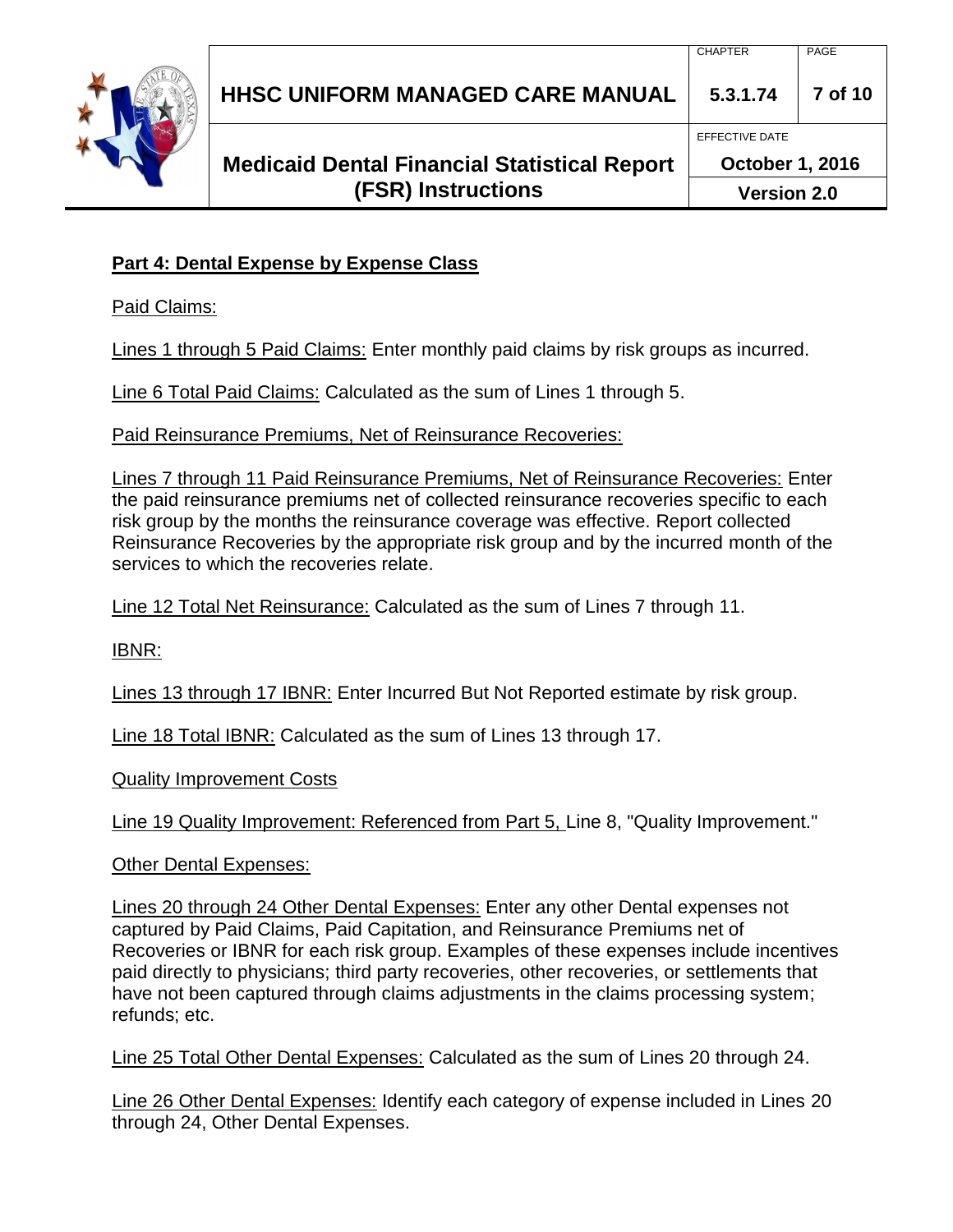## Part 4: Dental Expense by Expense Class

Paid Claims:

Lines 1 through 5 Paid Claims: Enter monthly paid claims by risk groups as incurred.

Line 6 Total Paid Claims: Calculated as the sum of Lines 1 through 5.

Paid Reinsurance Premiums, Net of Reinsurance Recoveries:

Lines 7 through 11 Paid Reinsurance Premiums, Net of Reinsurance Recoveries: Enter the paid reinsurance premiums net of collected reinsurance recoveries specific to each risk group by the months the reinsurance coverage was effective. Report collected Reinsurance Recoveries by the appropriate risk group and by the incurred month of the services to which the recoveries relate.

Line 12 Total Net Reinsurance: Calculated as the sum of Lines 7 through 11.

IBNR:

Lines 13 through 17 IBNR: Enter Incurred But Not Reported estimate by risk group.

Line 18 Total IBNR: Calculated as the sum of Lines 13 through 17.

Quality Improvement Costs

Line 19 Quality Improvement: Referenced from Part 5, Line 8, "Quality Improvement."

Other Dental Expenses:

Lines 20 through 24 Other Dental Expenses: Enter any other Dental expenses not captured by Paid Claims, Paid Capitation, and Reinsurance Premiums net of Recoveries or IBNR for each risk group. Examples of these expenses include incentives paid directly to physicians; third party recoveries, other recoveries, or settlements that have not been captured through claims adjustments in the claims processing system; refunds; etc.

Line 25 Total Other Dental Expenses: Calculated as the sum of Lines 20 through 24.

Line 26 Other Dental Expenses: Identify each category of expense included in Lines 20 through 24, Other Dental Expenses.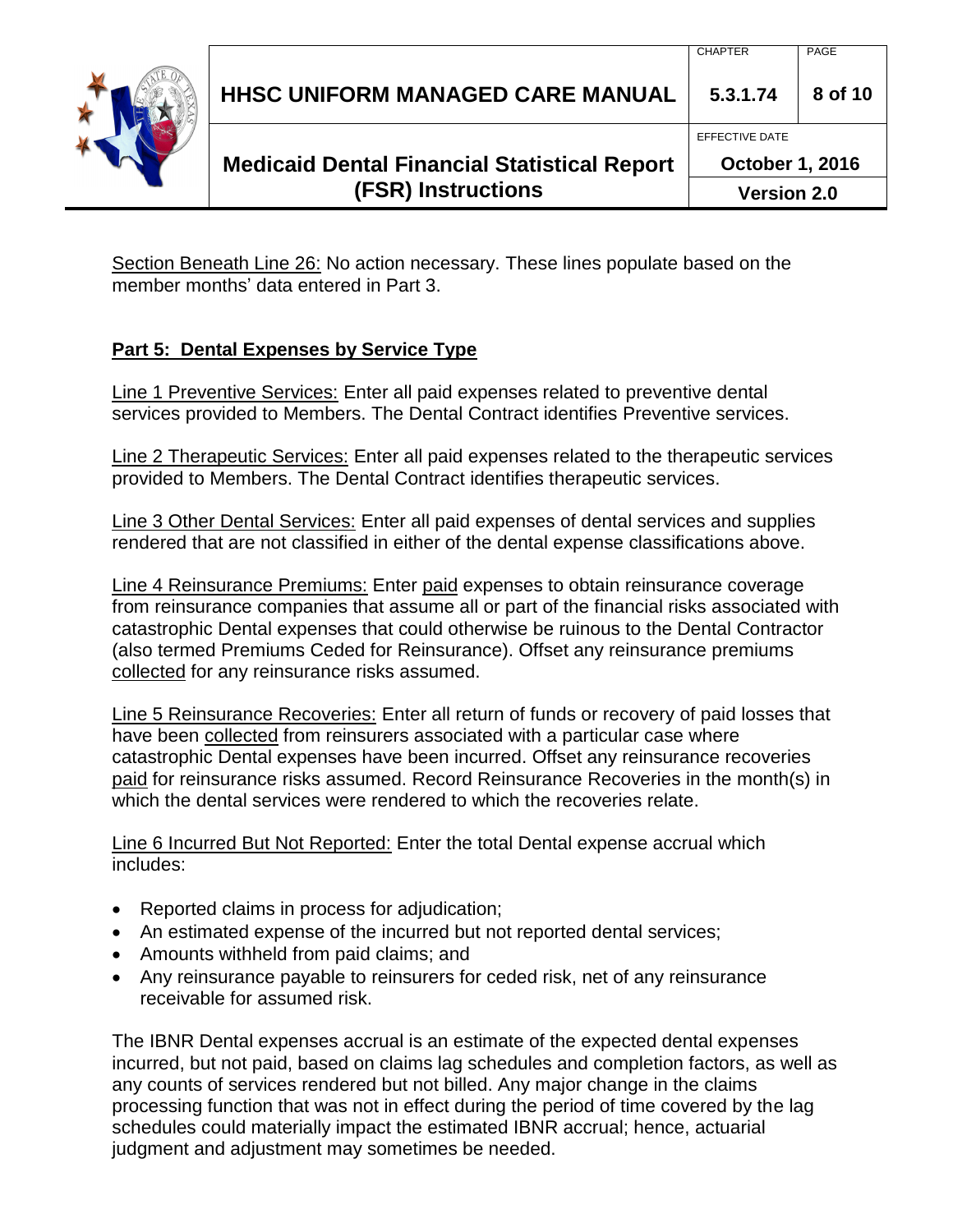Section Beneath Line 26: No action necessary. These lines populate based on the member months' data entered in Part 3.

**Part 5: Dental Expenses by Service Type**

Line 1 Preventive Services: Enter all paid expenses related to preventive dental services provided to Members. The Dental Contract identifies Preventive services.

Line 2 Therapeutic Services: Enter all paid expenses related to the therapeutic services provided to Members. The Dental Contract identifies therapeutic services.

Line 3 Other Dental Services: Enter all paid expenses of dental services and supplies rendered that are not classified in either of the dental expense classifications above.

Line 4 Reinsurance Premiums: Enter paid expenses to obtain reinsurance coverage from reinsurance companies that assume all or part of the financial risks associated with catastrophic Dental expenses that could otherwise be ruinous to the Dental Contractor (also termed Premiums Ceded for Reinsurance). Offset any reinsurance premiums collected for any reinsurance risks assumed.

Line 5 Reinsurance Recoveries: Enter all return of funds or recovery of paid losses that have been collected from reinsurers associated with a particular case where catastrophic Dental expenses have been incurred. Offset any reinsurance recoveries paid for reinsurance risks assumed. Record Reinsurance Recoveries in the month(s) in which the dental services were rendered to which the recoveries relate.

Line 6 Incurred But Not Reported: Enter the total Dental expense accrual which includes:

- Reported claims in process for adjudication;
- An estimated expense of the incurred but not reported dental services;
- Amounts withheld from paid claims; and
- Any reinsurance payable to reinsurers for ceded risk, net of any reinsurance receivable for assumed risk.

The IBNR Dental expenses accrual is an estimate of the expected dental expenses incurred, but not paid, based on claims lag schedules and completion factors, as well as any counts of services rendered but not billed. Any major change in the claims processing function that was not in effect during the period of time covered by the lag schedules could materially impact the estimated IBNR accrual; hence, actuarial judgment and adjustment may sometimes be needed.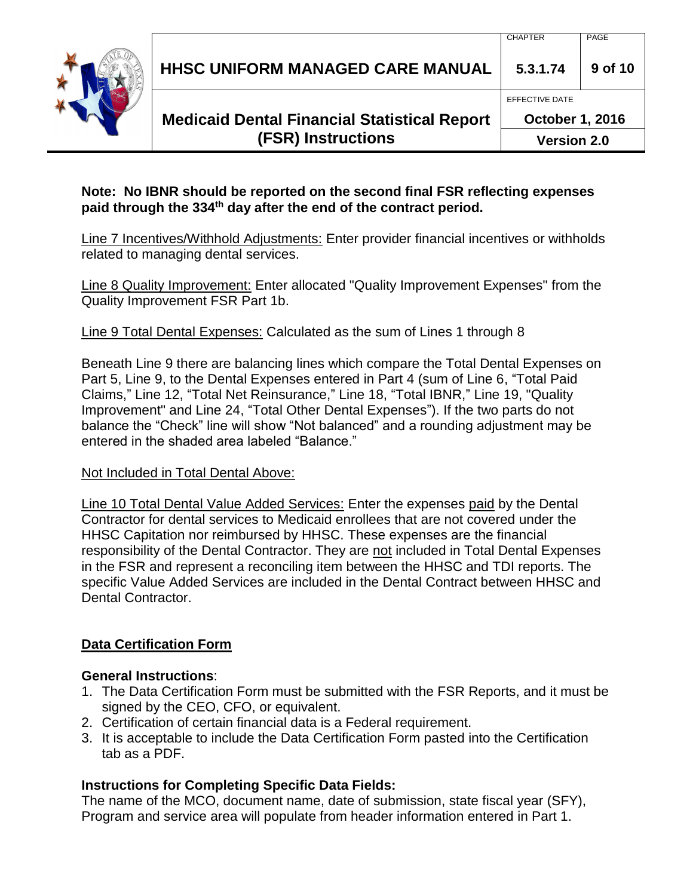**Note: No IBNR should be reported on the second final FSR reflecting expenses paid through the 334th day after the end of the contract period.**

Line 7 Incentives/Withhold Adjustments: Enter provider financial incentives or withholds related to managing dental services.

Line 8 Quality Improvement: Enter allocated "Quality Improvement Expenses" from the Quality Improvement FSR Part 1b.

Line 9 Total Dental Expenses: Calculated as the sum of Lines 1 through 8

Beneath Line 9 there are balancing lines which compare the Total Dental Expenses on Part 5, Line 9, to the Dental Expenses entered in Part 4 (sum of Line 6, "Total Paid Claims," Line 12, "Total Net Reinsurance," Line 18, "Total IBNR," Line 19, "Quality Improvement" and Line 24, "Total Other Dental Expenses"). If the two parts do not balance the "Check" line will show "Not balanced" and a rounding adjustment may be entered in the shaded area labeled "Balance."

Not Included in Total Dental Above:

Line 10 Total Dental Value Added Services: Enter the expenses paid by the Dental Contractor for dental services to Medicaid enrollees that are not covered under the HHSC Capitation nor reimbursed by HHSC. These expenses are the financial responsibility of the Dental Contractor. They are not included in Total Dental Expenses in the FSR and represent a reconciling item between the HHSC and TDI reports. The specific Value Added Services are included in the Dental Contract between HHSC and Dental Contractor.

## Data Certification Form

**General Instructions**:

1. The Data Certification Form must be submitted with the FSR Reports, and it must be signed by the CEO, CFO, or equivalent.
2. Certification of certain financial data is a Federal requirement.
3. It is acceptable to include the Data Certification Form pasted into the Certification tab as a PDF.

**Instructions for Completing Specific Data Fields:**

The name of the MCO, document name, date of submission, state fiscal year (SFY), Program and service area will populate from header information entered in Part 1.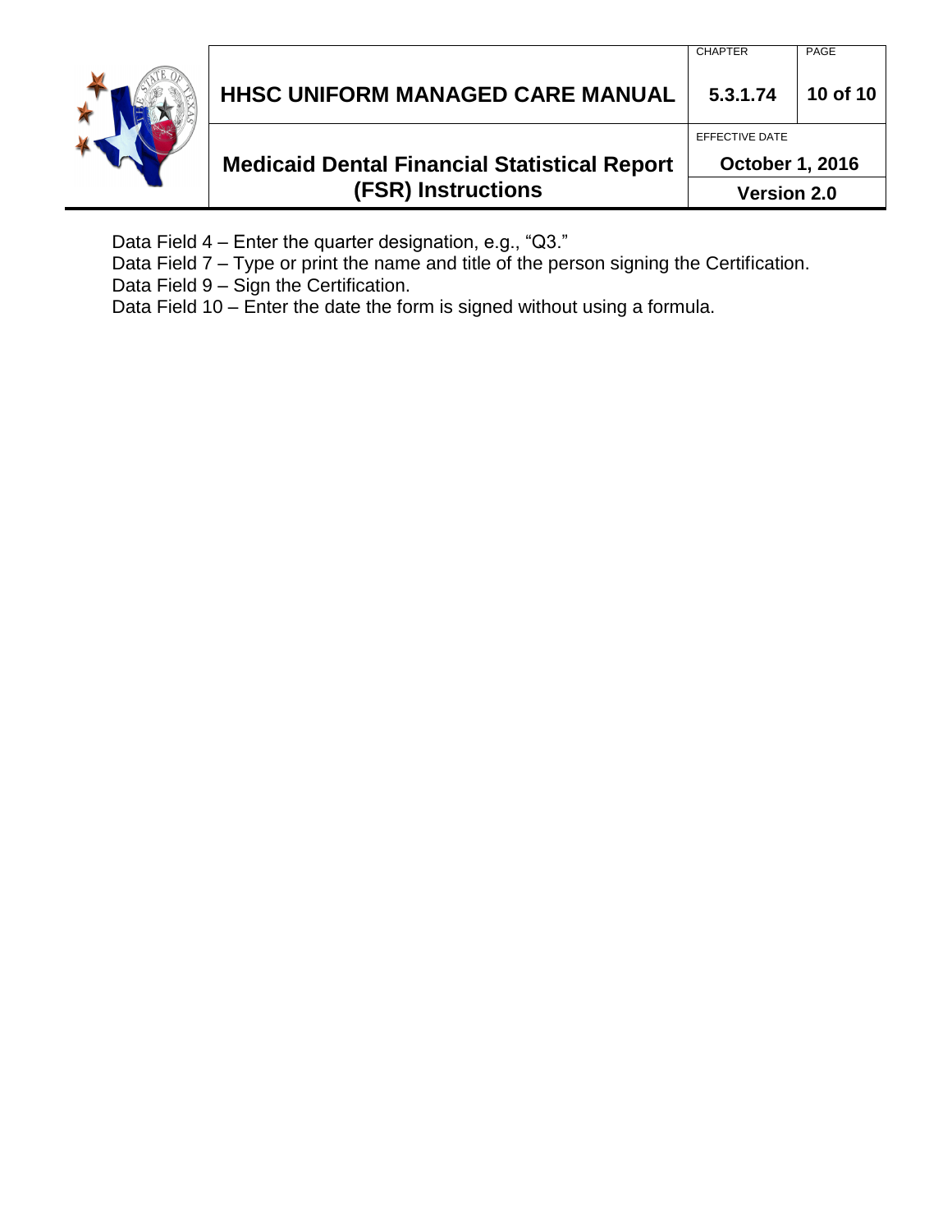Data Field 4 – Enter the quarter designation, e.g., “Q3.”
Data Field 7 – Type or print the name and title of the person signing the Certification.
Data Field 9 – Sign the Certification.
Data Field 10 – Enter the date the form is signed without using a formula.